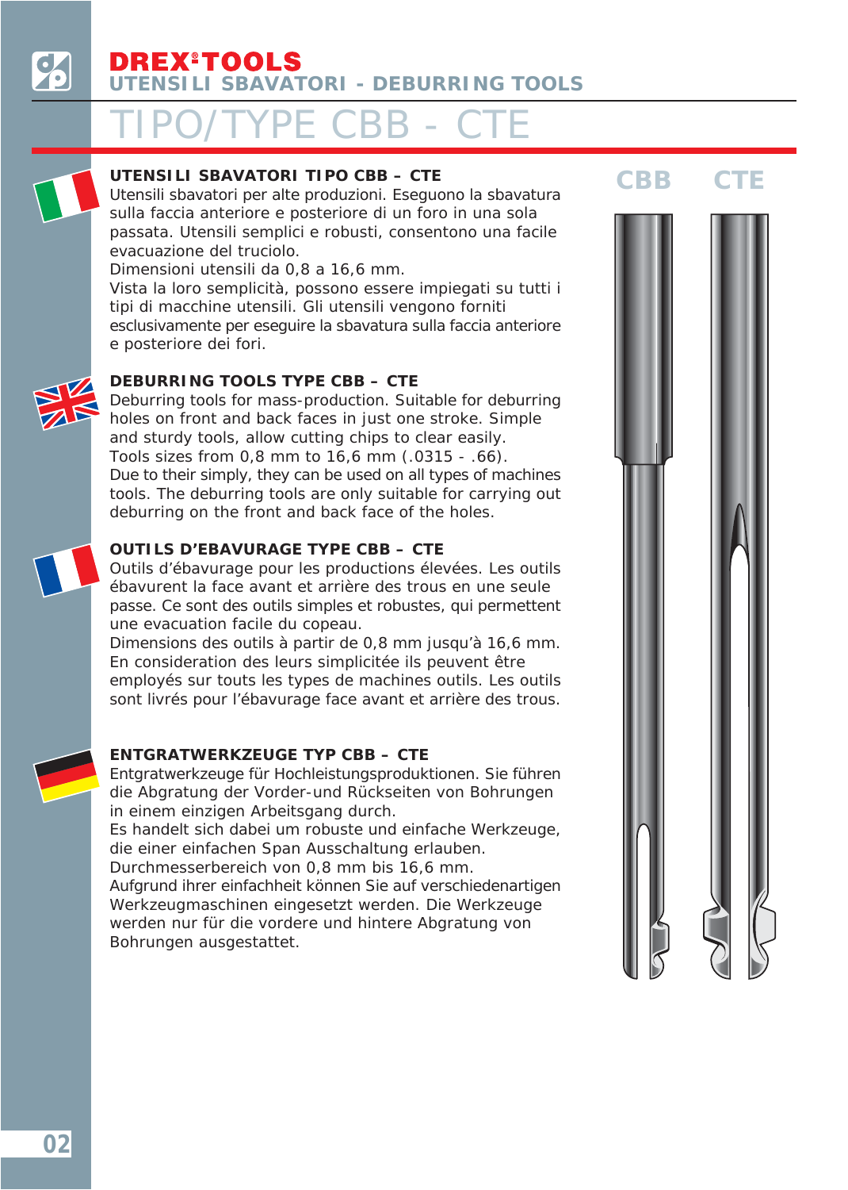# DREX®TOOLS

## UTENSILI SBAVATORI - DEBURRING TOOLS

# TIPO/TYPE CBB - CTE

### UTENSILI SBAVATORI TIPO CBB – CTE

Utensili sbavatori per alte produzioni. Eseguono la sbavatura sulla faccia anteriore e posteriore di un foro in una sola passata. Utensili semplici e robusti, consentono una facile evacuazione del truciolo.
Dimensioni utensili da 0,8 a 16,6 mm.
Vista la loro semplicità, possono essere impiegati su tutti i tipi di macchine utensili. Gli utensili vengono forniti esclusivamente per eseguire la sbavatura sulla faccia anteriore e posteriore dei fori.

### DEBURRING TOOLS TYPE CBB – CTE

Deburring tools for mass-production. Suitable for deburring holes on front and back faces in just one stroke. Simple and sturdy tools, allow cutting chips to clear easily.
Tools sizes from 0,8 mm to 16,6 mm (.0315 - .66).
Due to their simply, they can be used on all types of machines tools. The deburring tools are only suitable for carrying out deburring on the front and back face of the holes.

### OUTILS D'EBAVURAGE TYPE CBB – CTE

Outils d'ébavurage pour les productions élevées. Les outils ébavurent la face avant et arrière des trous en une seule passe. Ce sont des outils simples et robustes, qui permettent une evacuation facile du copeau.
Dimensions des outils à partir de 0,8 mm jusqu'à 16,6 mm.
En consideration des leurs simplicitée ils peuvent être employés sur touts les types de machines outils. Les outils sont livrés pour l'ébavurage face avant et arrière des trous.

### ENTGRATWERKZEUGE TYP CBB – CTE

Entgratwerkzeuge für Hochleistungsproduktionen. Sie führen die Abgratung der Vorder-und Rückseiten von Bohrungen in einem einzigen Arbeitsgang durch.
Es handelt sich dabei um robuste und einfache Werkzeuge, die einer einfachen Span Ausschaltung erlauben.
Durchmesserbereich von 0,8 mm bis 16,6 mm.
Aufgrund ihrer einfachheit können Sie auf verschiedenartigen Werkzeugmaschinen eingesetzt werden. Die Werkzeuge werden nur für die vordere und hintere Abgratung von Bohrungen ausgestattet.

CBB CTE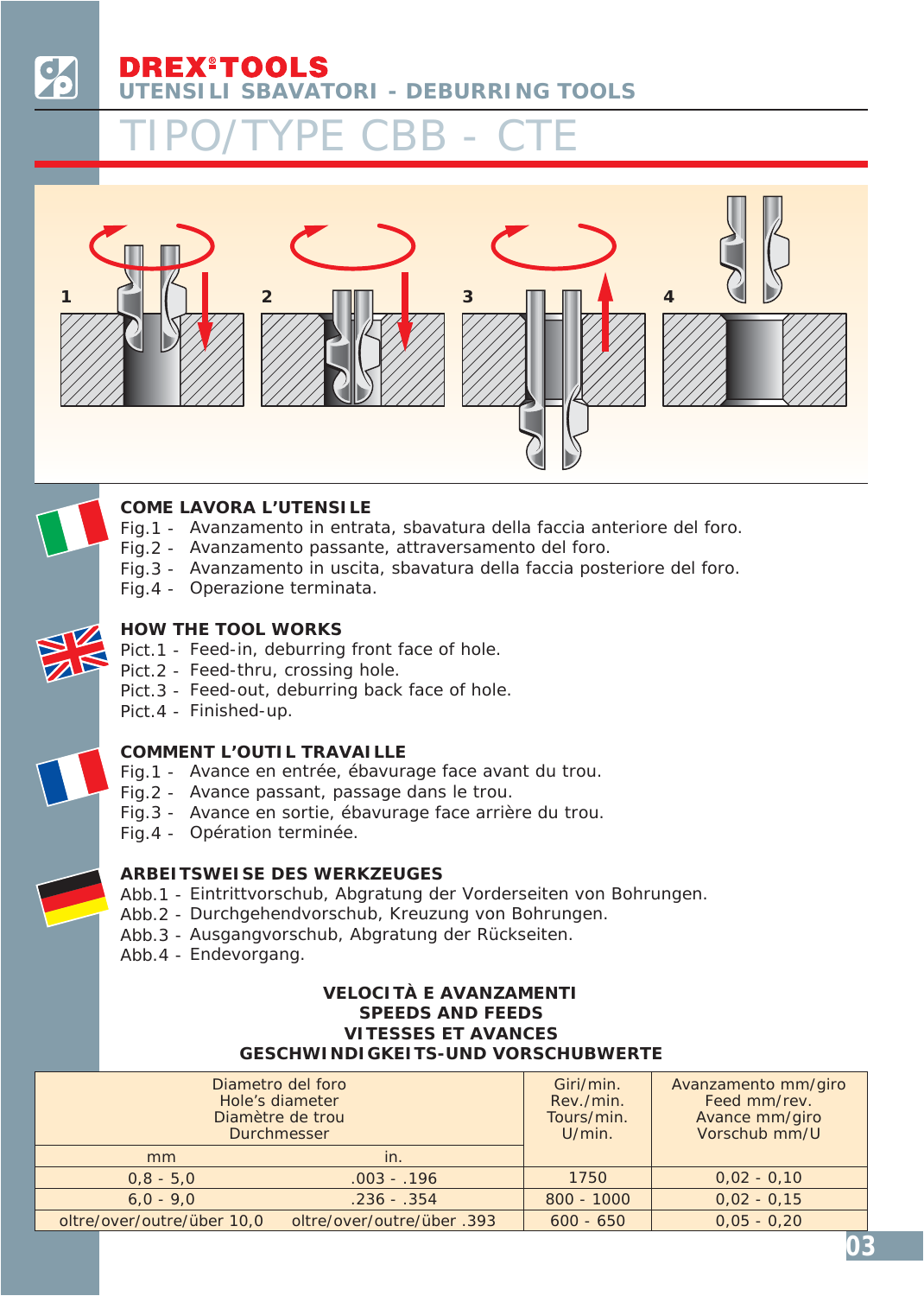# DREX®TOOLS

## UTENSILI SBAVATORI - DEBURRING TOOLS

# TIPO/TYPE CBB - CTE

1 2 3 4

### COME LAVORA L'UTENSILE

Fig.1 - Avanzamento in entrata, sbavatura della faccia anteriore del foro.
Fig.2 - Avanzamento passante, attraversamento del foro.
Fig.3 - Avanzamento in uscita, sbavatura della faccia posteriore del foro.
Fig.4 - Operazione terminata.

### HOW THE TOOL WORKS

Pict.1 - Feed-in, deburring front face of hole.
Pict.2 - Feed-thru, crossing hole.
Pict.3 - Feed-out, deburring back face of hole.
Pict.4 - Finished-up.

### COMMENT L'OUTIL TRAVAILLE

Fig.1 - Avance en entrée, ébavurage face avant du trou.
Fig.2 - Avance passant, passage dans le trou.
Fig.3 - Avance en sortie, ébavurage face arrière du trou.
Fig.4 - Opération terminée.

### ARBEITSWEISE DES WERKZEUGES

Abb.1 - Eintrittvorschub, Abgratung der Vorderseiten von Bohrungen.
Abb.2 - Durchgehendvorschub, Kreuzung von Bohrungen.
Abb.3 - Ausgangvorschub, Abgratung der Rückseiten.
Abb.4 - Endevorgang.

### VELOCITÀ E AVANZAMENTI
### SPEEDS AND FEEDS
### VITESSES ET AVANCES
### GESCHWINDIGKEITS-UND VORSCHUBWERTE

| Diametro del foro Hole's diameter Diamètre de trou Durchmesser | | Giri/min. Rev./min. Tours/min. U/min. | Avanzamento mm/giro Feed mm/rev. Avance mm/giro Vorschub mm/U |
|---|---|---|---|
| mm | in. | | |
| 0,8 - 5,0 | .003 - .196 | 1750 | 0,02 - 0,10 |
| 6,0 - 9,0 | .236 - .354 | 800 - 1000 | 0,02 - 0,15 |
| oltre/over/outre/über 10,0 | oltre/over/outre/über .393 | 600 - 650 | 0,05 - 0,20 |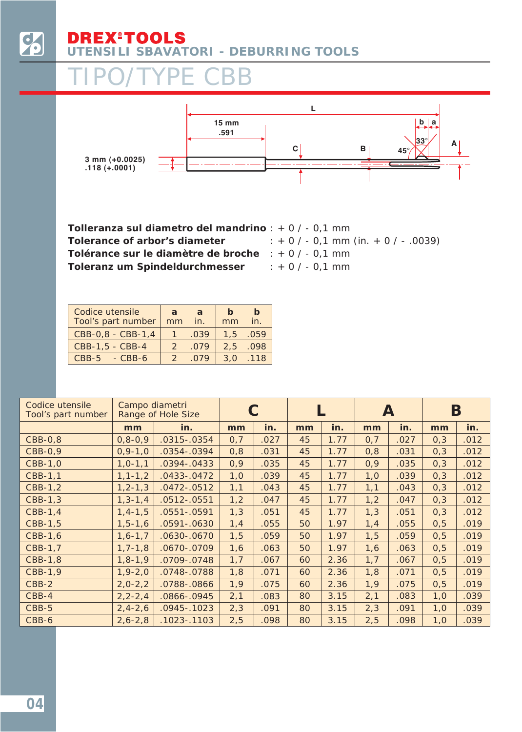# DREX®TOOLS

## UTENSILI SBAVATORI - DEBURRING TOOLS

# TIPO/TYPE CBB

L

15 mm
.591

3 mm (+0.0025)
.118 (+.0001)

C B b a A

45° 33°

**Tolleranza sul diametro del mandrino** : + 0 / - 0,1 mm
**Tolerance of arbor's diameter** : + 0 / - 0,1 mm (in. + 0 / - .0039)
**Tolérance sur le diamètre de broche** : + 0 / - 0,1 mm
**Toleranz um Spindeldurchmesser** : + 0 / - 0,1 mm

| Codice utensile<br>Tool's part number | a<br>mm | a<br>in. | b<br>mm | b<br>in. |
|---|---|---|---|---|
| CBB-0,8 - CBB-1,4 | 1 | .039 | 1,5 | .059 |
| CBB-1,5 - CBB-4 | 2 | .079 | 2,5 | .098 |
| CBB-5 - CBB-6 | 2 | .079 | 3,0 | .118 |

| Codice utensile<br>Tool's part number | Campo diametri<br>Range of Hole Size | | C | | L | | A | | B | |
|---|---|---|---|---|---|---|---|---|---|---|
| | mm | in. | mm | in. | mm | in. | mm | in. | mm | in. |
| CBB-0,8 | 0,8-0,9 | .0315-.0354 | 0,7 | .027 | 45 | 1.77 | 0,7 | .027 | 0,3 | .012 |
| CBB-0,9 | 0,9-1,0 | .0354-.0394 | 0,8 | .031 | 45 | 1.77 | 0,8 | .031 | 0,3 | .012 |
| CBB-1,0 | 1,0-1,1 | .0394-.0433 | 0,9 | .035 | 45 | 1.77 | 0,9 | .035 | 0,3 | .012 |
| CBB-1,1 | 1,1-1,2 | .0433-.0472 | 1,0 | .039 | 45 | 1.77 | 1,0 | .039 | 0,3 | .012 |
| CBB-1,2 | 1,2-1,3 | .0472-.0512 | 1,1 | .043 | 45 | 1.77 | 1,1 | .043 | 0,3 | .012 |
| CBB-1,3 | 1,3-1,4 | .0512-.0551 | 1,2 | .047 | 45 | 1.77 | 1,2 | .047 | 0,3 | .012 |
| CBB-1,4 | 1,4-1,5 | .0551-.0591 | 1,3 | .051 | 45 | 1.77 | 1,3 | .051 | 0,3 | .012 |
| CBB-1,5 | 1,5-1,6 | .0591-.0630 | 1,4 | .055 | 50 | 1.97 | 1,4 | .055 | 0,5 | .019 |
| CBB-1,6 | 1,6-1,7 | .0630-.0670 | 1,5 | .059 | 50 | 1.97 | 1,5 | .059 | 0,5 | .019 |
| CBB-1,7 | 1,7-1,8 | .0670-.0709 | 1,6 | .063 | 50 | 1.97 | 1,6 | .063 | 0,5 | .019 |
| CBB-1,8 | 1,8-1,9 | .0709-.0748 | 1,7 | .067 | 60 | 2.36 | 1,7 | .067 | 0,5 | .019 |
| CBB-1,9 | 1,9-2,0 | .0748-.0788 | 1,8 | .071 | 60 | 2.36 | 1,8 | .071 | 0,5 | .019 |
| CBB-2 | 2,0-2,2 | .0788-.0866 | 1,9 | .075 | 60 | 2.36 | 1,9 | .075 | 0,5 | .019 |
| CBB-4 | 2,2-2,4 | .0866-.0945 | 2,1 | .083 | 80 | 3.15 | 2,1 | .083 | 1,0 | .039 |
| CBB-5 | 2,4-2,6 | .0945-.1023 | 2,3 | .091 | 80 | 3.15 | 2,3 | .091 | 1,0 | .039 |
| CBB-6 | 2,6-2,8 | .1023-.1103 | 2,5 | .098 | 80 | 3.15 | 2,5 | .098 | 1,0 | .039 |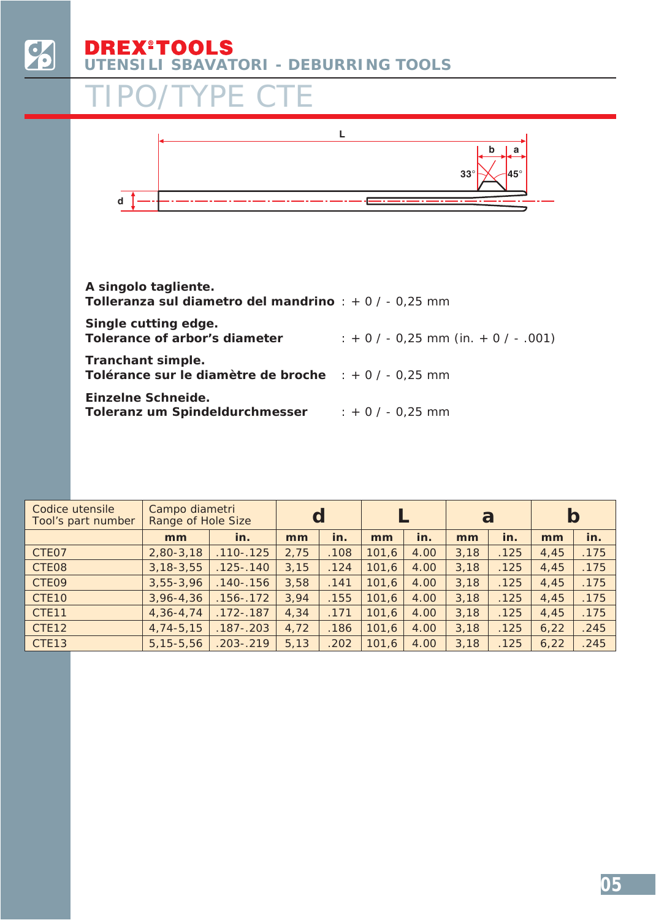# DREX®TOOLS

## UTENSILI SBAVATORI - DEBURRING TOOLS

# TIPO/TYPE CTE

**A singolo tagliente.**
**Tolleranza sul diametro del mandrino** : + 0 / - 0,25 mm

**Single cutting edge.**
**Tolerance of arbor's diameter** : + 0 / - 0,25 mm (in. + 0 / - .001)

**Tranchant simple.**
**Tolérance sur le diamètre de broche** : + 0 / - 0,25 mm

**Einzelne Schneide.**
**Toleranz um Spindeldurchmesser** : + 0 / - 0,25 mm

| Codice utensile Tool's part number | Campo diametri Range of Hole Size | | d | | L | | a | | b | |
|---|---|---|---|---|---|---|---|---|---|---|
| | mm | in. | mm | in. | mm | in. | mm | in. | mm | in. |
| CTE07 | 2,80-3,18 | .110-.125 | 2,75 | .108 | 101,6 | 4.00 | 3,18 | .125 | 4,45 | .175 |
| CTE08 | 3,18-3,55 | .125-.140 | 3,15 | .124 | 101,6 | 4.00 | 3,18 | .125 | 4,45 | .175 |
| CTE09 | 3,55-3,96 | .140-.156 | 3,58 | .141 | 101,6 | 4.00 | 3,18 | .125 | 4,45 | .175 |
| CTE10 | 3,96-4,36 | .156-.172 | 3,94 | .155 | 101,6 | 4.00 | 3,18 | .125 | 4,45 | .175 |
| CTE11 | 4,36-4,74 | .172-.187 | 4,34 | .171 | 101,6 | 4.00 | 3,18 | .125 | 4,45 | .175 |
| CTE12 | 4,74-5,15 | .187-.203 | 4,72 | .186 | 101,6 | 4.00 | 3,18 | .125 | 6,22 | .245 |
| CTE13 | 5,15-5,56 | .203-.219 | 5,13 | .202 | 101,6 | 4.00 | 3,18 | .125 | 6,22 | .245 |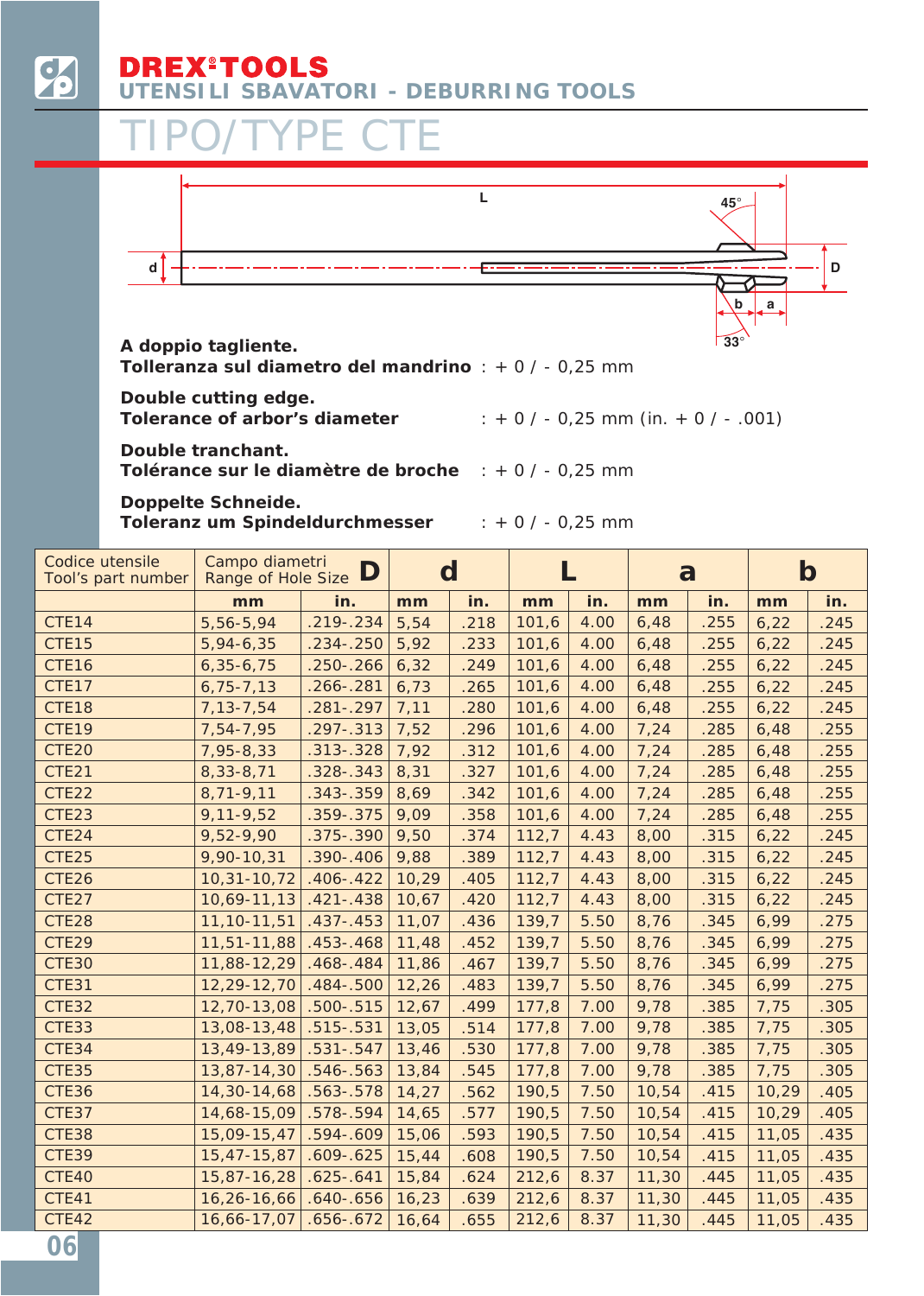# DREX®TOOLS

## UTENSILI SBAVATORI - DEBURRING TOOLS

# TIPO/TYPE CTE

**A doppio tagliente.**
**Tolleranza sul diametro del mandrino** : + 0 / - 0,25 mm

**Double cutting edge.**
**Tolerance of arbor's diameter** : + 0 / - 0,25 mm (in. + 0 / - .001)

**Double tranchant.**
**Tolérance sur le diamètre de broche** : + 0 / - 0,25 mm

**Doppelte Schneide.**
**Toleranz um Spindeldurchmesser** : + 0 / - 0,25 mm

| Codice utensile Tool's part number | Campo diametri Range of Hole Size D | | d | | L | | a | | b | |
|---|---|---|---|---|---|---|---|---|---|---|
| | mm | in. | mm | in. | mm | in. | mm | in. | mm | in. |
| CTE14 | 5,56-5,94 | .219-.234 | 5,54 | .218 | 101,6 | 4.00 | 6,48 | .255 | 6,22 | .245 |
| CTE15 | 5,94-6,35 | .234-.250 | 5,92 | .233 | 101,6 | 4.00 | 6,48 | .255 | 6,22 | .245 |
| CTE16 | 6,35-6,75 | .250-.266 | 6,32 | .249 | 101,6 | 4.00 | 6,48 | .255 | 6,22 | .245 |
| CTE17 | 6,75-7,13 | .266-.281 | 6,73 | .265 | 101,6 | 4.00 | 6,48 | .255 | 6,22 | .245 |
| CTE18 | 7,13-7,54 | .281-.297 | 7,11 | .280 | 101,6 | 4.00 | 6,48 | .255 | 6,22 | .245 |
| CTE19 | 7,54-7,95 | .297-.313 | 7,52 | .296 | 101,6 | 4.00 | 7,24 | .285 | 6,48 | .255 |
| CTE20 | 7,95-8,33 | .313-.328 | 7,92 | .312 | 101,6 | 4.00 | 7,24 | .285 | 6,48 | .255 |
| CTE21 | 8,33-8,71 | .328-.343 | 8,31 | .327 | 101,6 | 4.00 | 7,24 | .285 | 6,48 | .255 |
| CTE22 | 8,71-9,11 | .343-.359 | 8,69 | .342 | 101,6 | 4.00 | 7,24 | .285 | 6,48 | .255 |
| CTE23 | 9,11-9,52 | .359-.375 | 9,09 | .358 | 101,6 | 4.00 | 7,24 | .285 | 6,48 | .255 |
| CTE24 | 9,52-9,90 | .375-.390 | 9,50 | .374 | 112,7 | 4.43 | 8,00 | .315 | 6,22 | .245 |
| CTE25 | 9,90-10,31 | .390-.406 | 9,88 | .389 | 112,7 | 4.43 | 8,00 | .315 | 6,22 | .245 |
| CTE26 | 10,31-10,72 | .406-.422 | 10,29 | .405 | 112,7 | 4.43 | 8,00 | .315 | 6,22 | .245 |
| CTE27 | 10,69-11,13 | .421-.438 | 10,67 | .420 | 112,7 | 4.43 | 8,00 | .315 | 6,22 | .245 |
| CTE28 | 11,10-11,51 | .437-.453 | 11,07 | .436 | 139,7 | 5.50 | 8,76 | .345 | 6,99 | .275 |
| CTE29 | 11,51-11,88 | .453-.468 | 11,48 | .452 | 139,7 | 5.50 | 8,76 | .345 | 6,99 | .275 |
| CTE30 | 11,88-12,29 | .468-.484 | 11,86 | .467 | 139,7 | 5.50 | 8,76 | .345 | 6,99 | .275 |
| CTE31 | 12,29-12,70 | .484-.500 | 12,26 | .483 | 139,7 | 5.50 | 8,76 | .345 | 6,99 | .275 |
| CTE32 | 12,70-13,08 | .500-.515 | 12,67 | .499 | 177,8 | 7.00 | 9,78 | .385 | 7,75 | .305 |
| CTE33 | 13,08-13,48 | .515-.531 | 13,05 | .514 | 177,8 | 7.00 | 9,78 | .385 | 7,75 | .305 |
| CTE34 | 13,49-13,89 | .531-.547 | 13,46 | .530 | 177,8 | 7.00 | 9,78 | .385 | 7,75 | .305 |
| CTE35 | 13,87-14,30 | .546-.563 | 13,84 | .545 | 177,8 | 7.00 | 9,78 | .385 | 7,75 | .305 |
| CTE36 | 14,30-14,68 | .563-.578 | 14,27 | .562 | 190,5 | 7.50 | 10,54 | .415 | 10,29 | .405 |
| CTE37 | 14,68-15,09 | .578-.594 | 14,65 | .577 | 190,5 | 7.50 | 10,54 | .415 | 10,29 | .405 |
| CTE38 | 15,09-15,47 | .594-.609 | 15,06 | .593 | 190,5 | 7.50 | 10,54 | .415 | 11,05 | .435 |
| CTE39 | 15,47-15,87 | .609-.625 | 15,44 | .608 | 190,5 | 7.50 | 10,54 | .415 | 11,05 | .435 |
| CTE40 | 15,87-16,28 | .625-.641 | 15,84 | .624 | 212,6 | 8.37 | 11,30 | .445 | 11,05 | .435 |
| CTE41 | 16,26-16,66 | .640-.656 | 16,23 | .639 | 212,6 | 8.37 | 11,30 | .445 | 11,05 | .435 |
| CTE42 | 16,66-17,07 | .656-.672 | 16,64 | .655 | 212,6 | 8.37 | 11,30 | .445 | 11,05 | .435 |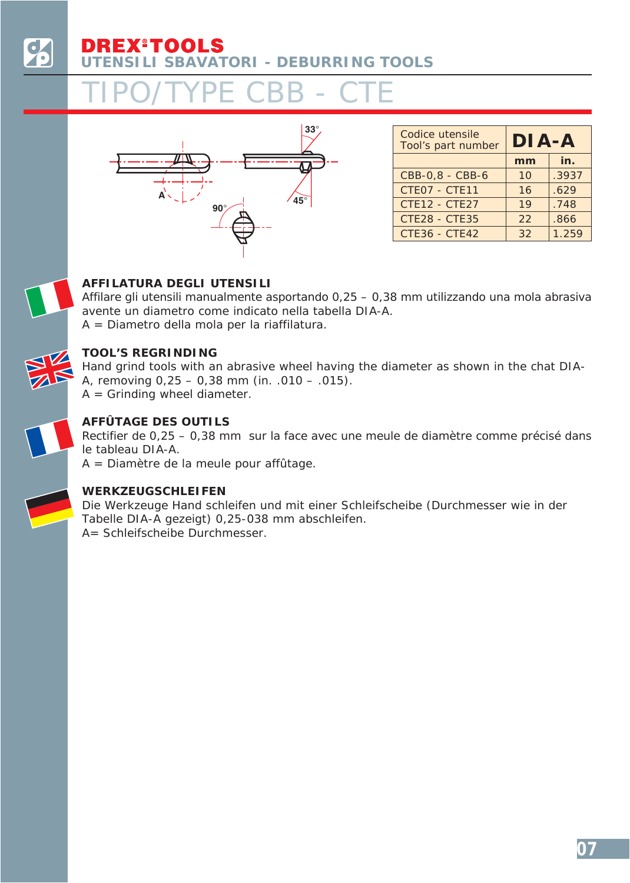# DREX®TOOLS

## UTENSILI SBAVATORI - DEBURRING TOOLS

# TIPO/TYPE CBB - CTE

33°

A

90°

45°

| Codice utensile<br>Tool's part number | DIA-A | |
|---|---|---|
| | mm | in. |
| CBB-0,8 - CBB-6 | 10 | .3937 |
| CTE07 - CTE11 | 16 | .629 |
| CTE12 - CTE27 | 19 | .748 |
| CTE28 - CTE35 | 22 | .866 |
| CTE36 - CTE42 | 32 | 1.259 |

### AFFILATURA DEGLI UTENSILI

Affilare gli utensili manualmente asportando 0,25 – 0,38 mm utilizzando una mola abrasiva avente un diametro come indicato nella tabella DIA-A.
A = Diametro della mola per la riaffilatura.

### TOOL'S REGRINDING

Hand grind tools with an abrasive wheel having the diameter as shown in the chat DIA-A, removing 0,25 – 0,38 mm (in. .010 – .015).
A = Grinding wheel diameter.

### AFFÛTAGE DES OUTILS

Rectifier de 0,25 – 0,38 mm sur la face avec une meule de diamètre comme précisé dans le tableau DIA-A.
A = Diamètre de la meule pour affûtage.

### WERKZEUGSCHLEIFEN

Die Werkzeuge Hand schleifen und mit einer Schleifscheibe (Durchmesser wie in der Tabelle DIA-A gezeigt) 0,25-038 mm abschleifen.
A= Schleifscheibe Durchmesser.